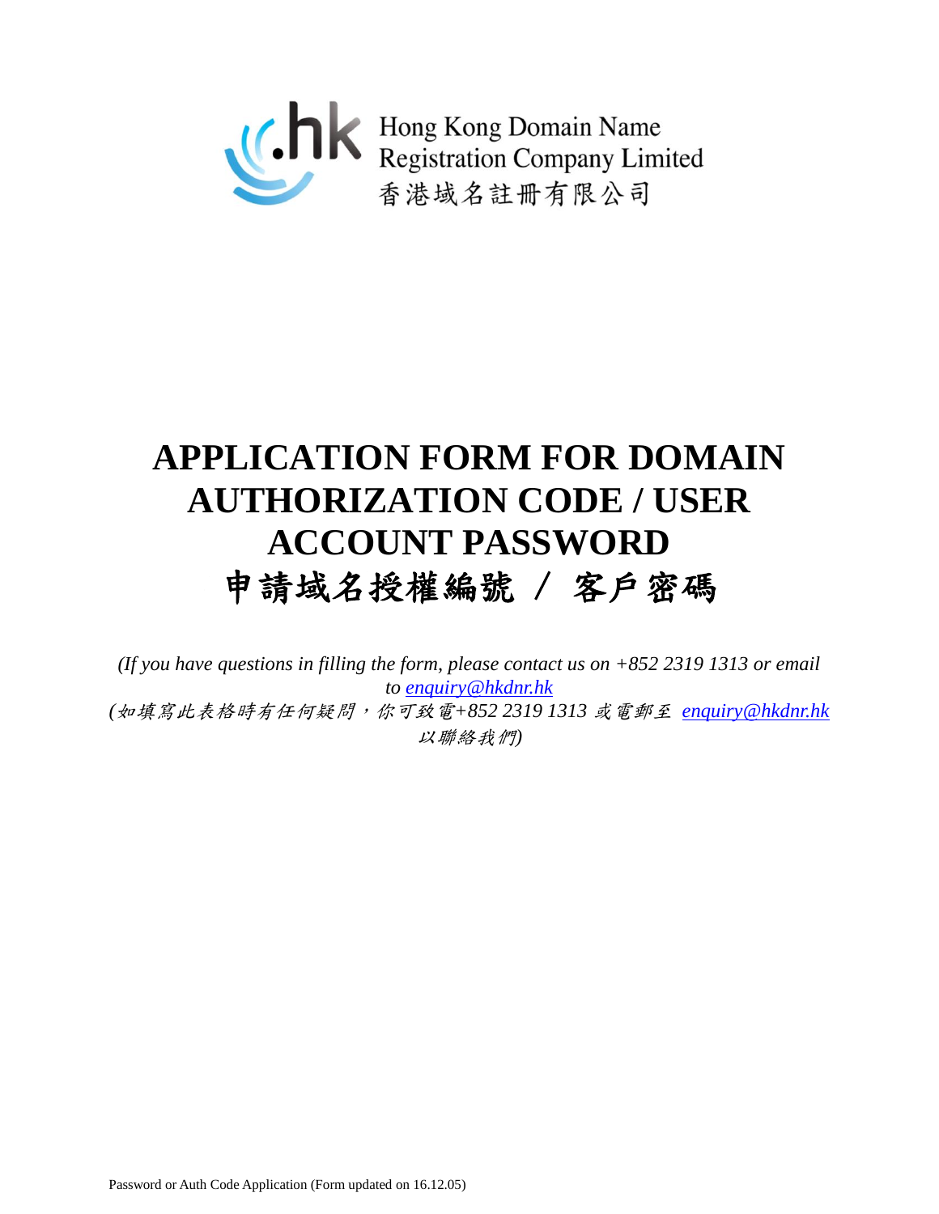Hong Kong Domain Name Registration Company Limited
香港域名註冊有限公司

# APPLICATION FORM FOR DOMAIN AUTHORIZATION CODE / USER ACCOUNT PASSWORD

# 申請域名授權編號 / 客戶密碼

*(If you have questions in filling the form, please contact us on +852 2319 1313 or email to enquiry@hkdnr.hk*

*(如填寫此表格時有任何疑問，你可致電+852 2319 1313 或電郵至 enquiry@hkdnr.hk 以聯絡我們)*

Password or Auth Code Application (Form updated on 16.12.05)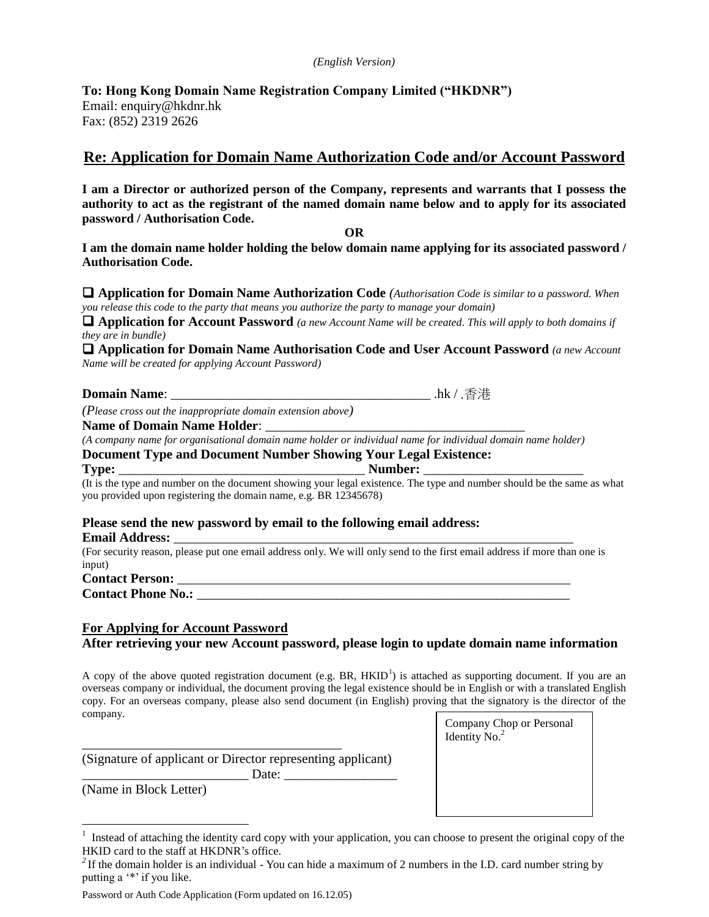*(English Version)*

**To: Hong Kong Domain Name Registration Company Limited ("HKDNR")**
Email: enquiry@hkdnr.hk
Fax: (852) 2319 2626

## Re: Application for Domain Name Authorization Code and/or Account Password

**I am a Director or authorized person of the Company, represents and warrants that I possess the authority to act as the registrant of the named domain name below and to apply for its associated password / Authorisation Code.**

**OR**

**I am the domain name holder holding the below domain name applying for its associated password / Authorisation Code.**

☐ **Application for Domain Name Authorization Code** *(Authorisation Code is similar to a password. When you release this code to the party that means you authorize the party to manage your domain)*

☐ **Application for Account Password** *(a new Account Name will be created. This will apply to both domains if they are in bundle)*

☐ **Application for Domain Name Authorisation Code and User Account Password** *(a new Account Name will be created for applying Account Password)*

**Domain Name**: ________________________________________ .hk / .香港

*(Please cross out the inappropriate domain extension above)*

**Name of Domain Name Holder**: ________________________________________

*(A company name for organisational domain name holder or individual name for individual domain name holder)*

**Document Type and Document Number Showing Your Legal Existence:**

**Type:** ______________________________________ **Number:** ________________________

(It is the type and number on the document showing your legal existence. The type and number should be the same as what you provided upon registering the domain name, e.g. BR 12345678)

**Please send the new password by email to the following email address:**

**Email Address:** ________________________________________________________________

(For security reason, please put one email address only. We will only send to the first email address if more than one is input)

**Contact Person:** ________________________________________________________________

**Contact Phone No.:** _____________________________________________________________

**For Applying for Account Password**

**After retrieving your new Account password, please login to update domain name information**

A copy of the above quoted registration document (e.g. BR, HKID[1]) is attached as supporting document. If you are an overseas company or individual, the document proving the legal existence should be in English or with a translated English copy. For an overseas company, please also send document (in English) proving that the signatory is the director of the company.

| |
|---|
| Company Chop or Personal Identity No.[2] |

________________________________________

(Signature of applicant or Director representing applicant)

_________________________ Date: _________________

(Name in Block Letter)

[1] Instead of attaching the identity card copy with your application, you can choose to present the original copy of the HKID card to the staff at HKDNR's office.

[2] If the domain holder is an individual - You can hide a maximum of 2 numbers in the I.D. card number string by putting a '*' if you like.

Password or Auth Code Application (Form updated on 16.12.05)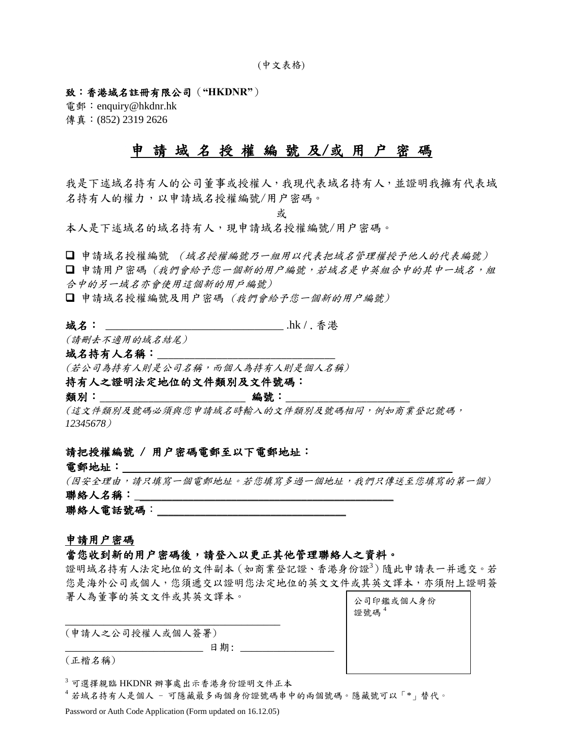(中文表格)

**致：香港域名註冊有限公司（"HKDNR"）**
電郵：enquiry@hkdnr.hk
傳真：(852) 2319 2626

# 申 請 域 名 授 權 編 號 及/或 用 户 密 碼

我是下述域名持有人的公司董事或授權人，我現代表域名持有人，並證明我擁有代表域名持有人的權力，以申請域名授權編號/用户密碼。

或

本人是下述域名的域名持有人，現申請域名授權編號/用户密碼。

- ☐ 申請域名授權編號 *(域名授權編號乃一組用以代表把域名管理權授予他人的代表編號)*
- ☐ 申請用户密碼 *(我們會給予您一個新的用户編號，若域名是中英組合中的其中一域名，組合中的另一域名亦會使用這個新的用户編號)*
- ☐ 申請域名授權編號及用户密碼 *(我們會給予您一個新的用户編號)*

**域名：** ______________________________ .hk / . 香港
*(請刪去不適用的域名結尾)*

**域名持有人名稱：** ______________________________
*(若公司為持有人則是公司名稱，而個人為持有人則是個人名稱)*

**持有人之證明法定位的文件類別及文件號碼：**

**類別：** ________________________ **編號：** ______________________
*(這文件類別及號碼必須與您申請域名時輸入的文件類別及號碼相同，例如商業登記號碼，12345678)*

**請把授權編號 / 用户密碼電郵至以下電郵地址：**

**電郵地址：** ______________________________________________
*(因安全理由，請只填寫一個電郵地址。若您填寫多過一個地址，我們只傳送至您填寫的第一個)*

**聯絡人名稱：** ____________________________________

**聯絡人電話號碼：** ____________________________

**申請用户密碼**

**當您收到新的用户密碼後，請登入以更正其他管理聯絡人之資料。**

證明域名持有人法定地位的文件副本（如商業登記證、香港身份證[3]）隨此申請表一并遞交。若您是海外公司或個人，您須遞交以證明您法定地位的英文文件或其英文譯本，亦須附上證明簽署人為董事的英文文件或其英文譯本。

| 公司印鑑或個人身份證號碼[4] |
|---|
| |

______________________________
(申請人之公司授權人或個人簽署)

________________________ 日期：________________
(正楷名稱)

[3] 可選擇親臨 HKDNR 辦事處出示香港身份證明文件正本

[4] 若域名持有人是個人 – 可隱藏最多兩個身份證號碼串中的兩個號碼。隱藏號可以「*」替代。

Password or Auth Code Application (Form updated on 16.12.05)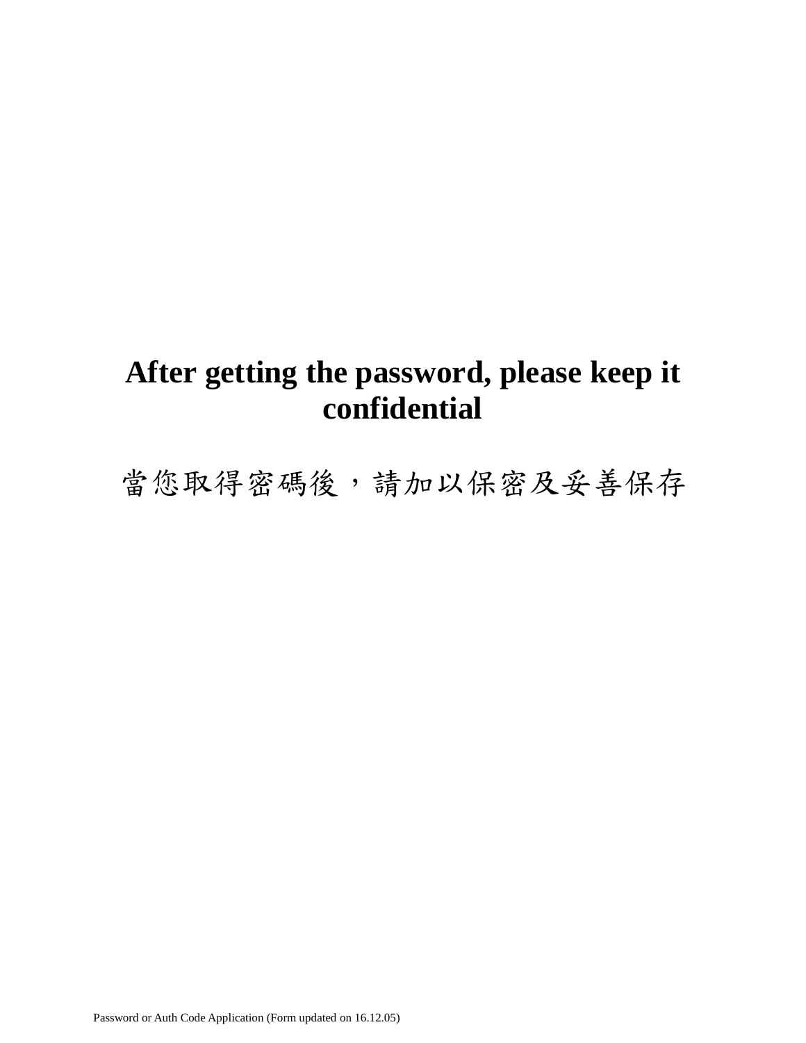**After getting the password, please keep it confidential**

當您取得密碼後，請加以保密及妥善保存